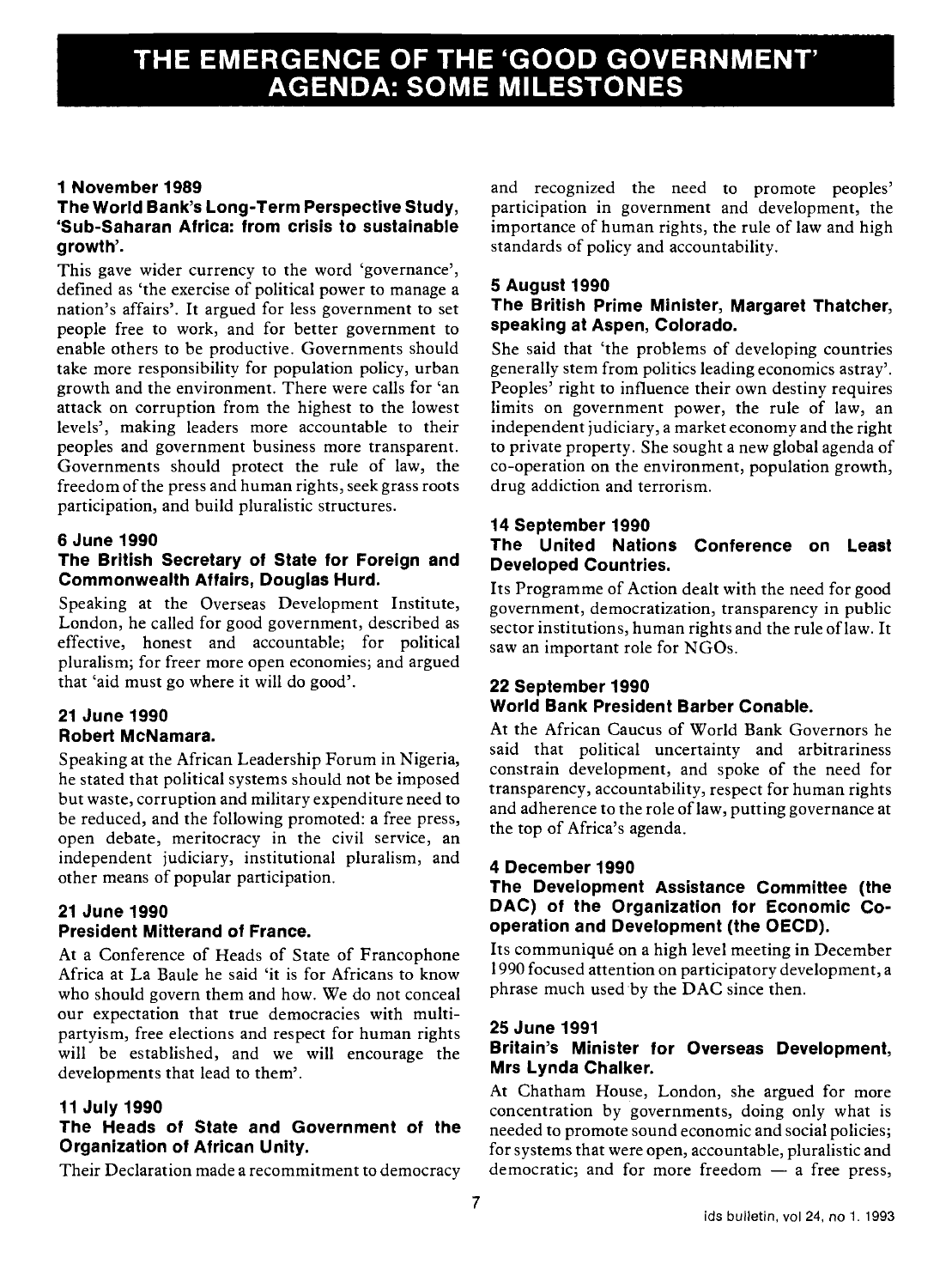# THE EMERGENCE OF THE 'GOOD GOVERNMENT' AGENDA: SOME MILESTONES

### 1 November 1989

**The World Bank's Long-Term Perspective Study, 'Sub-Saharan Africa: from crisis to sustainable growth'.**

This gave wider currency to the word 'governance', defined as 'the exercise of political power to manage a nation's affairs'. It argued for less government to set people free to work, and for better government to enable others to be productive. Governments should take more responsibility for population policy, urban growth and the environment. There were calls for 'an attack on corruption from the highest to the lowest levels', making leaders more accountable to their peoples and government business more transparent. Governments should protect the rule of law, the freedom of the press and human rights, seek grass roots participation, and build pluralistic structures.

### 6 June 1990

**The British Secretary of State for Foreign and Commonwealth Affairs, Douglas Hurd.**

Speaking at the Overseas Development Institute, London, he called for good government, described as effective, honest and accountable; for political pluralism; for freer more open economies; and argued that 'aid must go where it will do good'.

### 21 June 1990

**Robert McNamara.**

Speaking at the African Leadership Forum in Nigeria, he stated that political systems should not be imposed but waste, corruption and military expenditure need to be reduced, and the following promoted: a free press, open debate, meritocracy in the civil service, an independent judiciary, institutional pluralism, and other means of popular participation.

### 21 June 1990

**President Mitterand of France.**

At a Conference of Heads of State of Francophone Africa at La Baule he said 'it is for Africans to know who should govern them and how. We do not conceal our expectation that true democracies with multipartyism, free elections and respect for human rights will be established, and we will encourage the developments that lead to them'.

### 11 July 1990

**The Heads of State and Government of the Organization of African Unity.**

Their Declaration made a recommitment to democracy and recognized the need to promote peoples' participation in government and development, the importance of human rights, the rule of law and high standards of policy and accountability.

### 5 August 1990

**The British Prime Minister, Margaret Thatcher, speaking at Aspen, Colorado.**

She said that 'the problems of developing countries generally stem from politics leading economics astray'. Peoples' right to influence their own destiny requires limits on government power, the rule of law, an independent judiciary, a market economy and the right to private property. She sought a new global agenda of co-operation on the environment, population growth, drug addiction and terrorism.

### 14 September 1990

**The United Nations Conference on Least Developed Countries.**

Its Programme of Action dealt with the need for good government, democratization, transparency in public sector institutions, human rights and the rule of law. It saw an important role for NGOs.

### 22 September 1990

**World Bank President Barber Conable.**

At the African Caucus of World Bank Governors he said that political uncertainty and arbitrariness constrain development, and spoke of the need for transparency, accountability, respect for human rights and adherence to the role of law, putting governance at the top of Africa's agenda.

### 4 December 1990

**The Development Assistance Committee (the DAC) of the Organization for Economic Co-operation and Development (the OECD).**

Its communiqué on a high level meeting in December 1990 focused attention on participatory development, a phrase much used by the DAC since then.

### 25 June 1991

**Britain's Minister for Overseas Development, Mrs Lynda Chalker.**

At Chatham House, London, she argued for more concentration by governments, doing only what is needed to promote sound economic and social policies; for systems that were open, accountable, pluralistic and democratic; and for more freedom — a free press,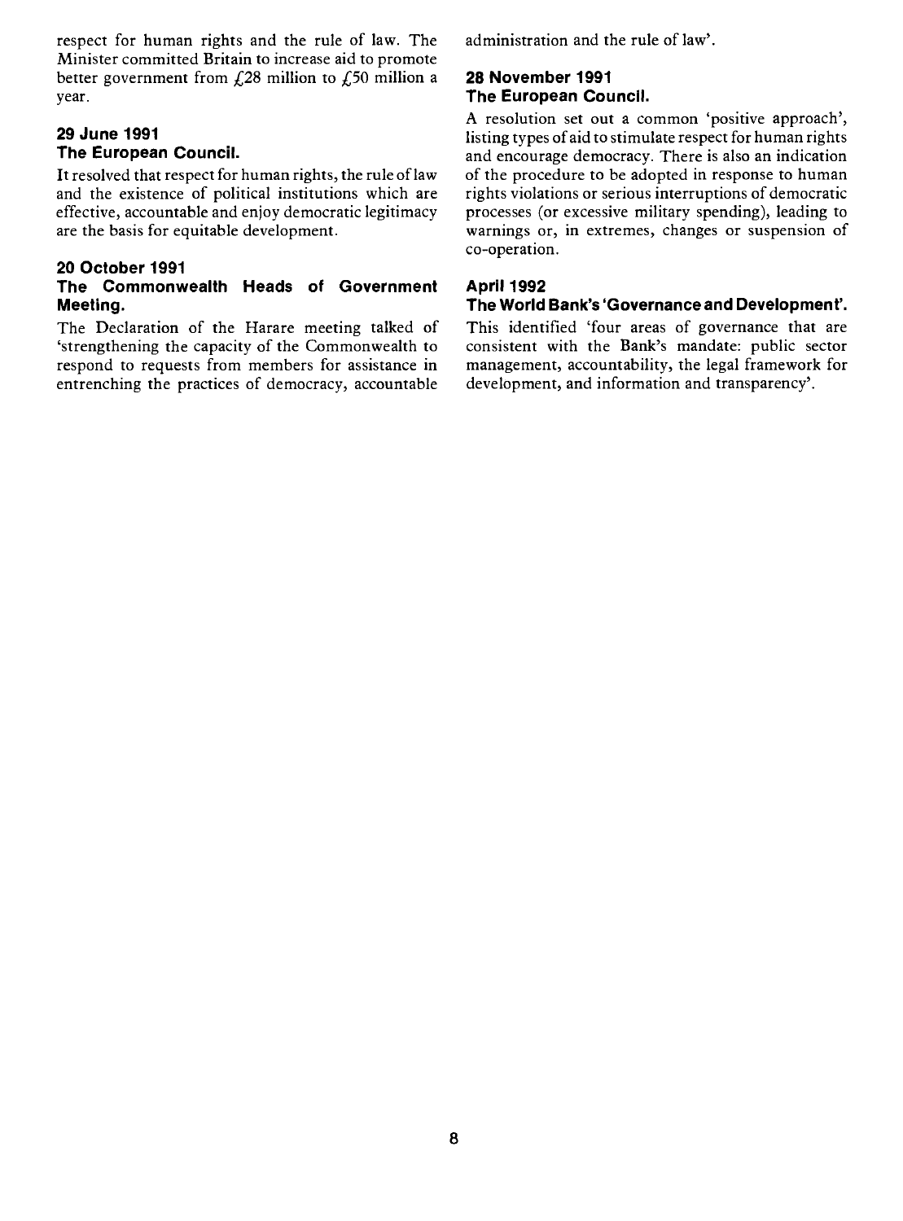respect for human rights and the rule of law. The Minister committed Britain to increase aid to promote better government from £28 million to £50 million a year.

### 29 June 1991
### The European Council.

It resolved that respect for human rights, the rule of law and the existence of political institutions which are effective, accountable and enjoy democratic legitimacy are the basis for equitable development.

### 20 October 1991
### The Commonwealth Heads of Government Meeting.

The Declaration of the Harare meeting talked of 'strengthening the capacity of the Commonwealth to respond to requests from members for assistance in entrenching the practices of democracy, accountable administration and the rule of law'.

### 28 November 1991
### The European Council.

A resolution set out a common 'positive approach', listing types of aid to stimulate respect for human rights and encourage democracy. There is also an indication of the procedure to be adopted in response to human rights violations or serious interruptions of democratic processes (or excessive military spending), leading to warnings or, in extremes, changes or suspension of co-operation.

### April 1992
### The World Bank's 'Governance and Development'.

This identified 'four areas of governance that are consistent with the Bank's mandate: public sector management, accountability, the legal framework for development, and information and transparency'.